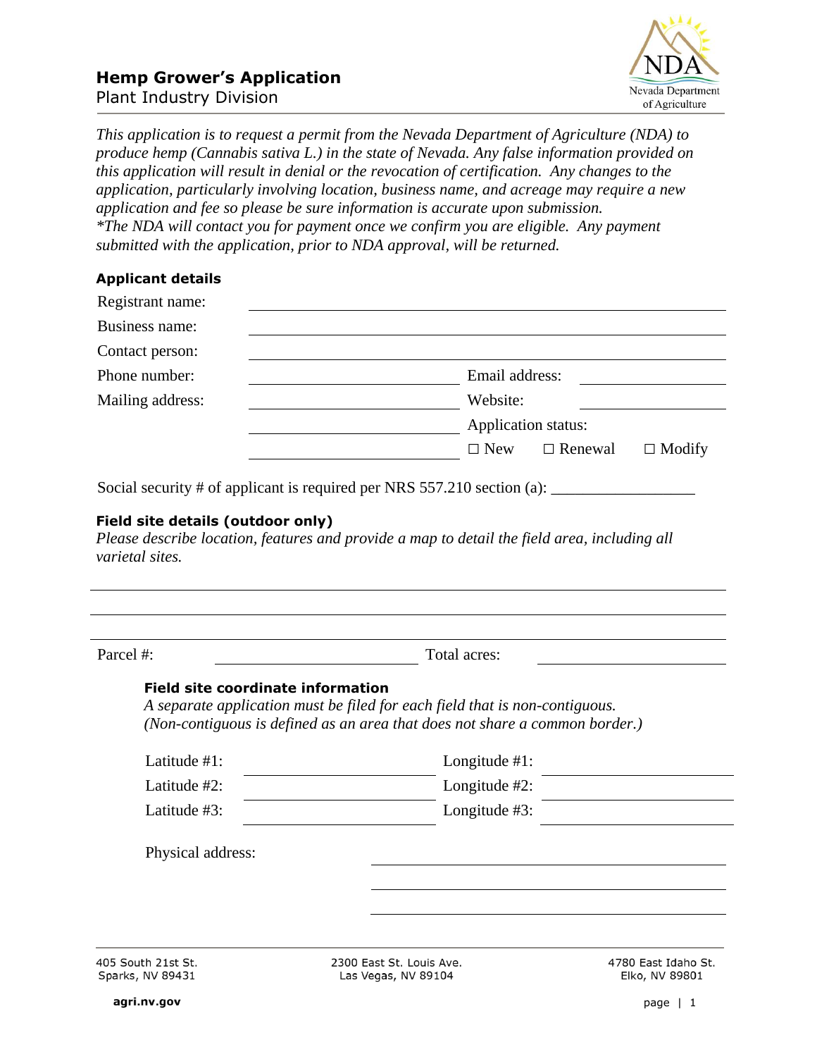# Hemp Grower's Application

Plant Industry Division

Nevada Department of Agriculture

*This application is to request a permit from the Nevada Department of Agriculture (NDA) to produce hemp (Cannabis sativa L.) in the state of Nevada. Any false information provided on this application will result in denial or the revocation of certification. Any changes to the application, particularly involving location, business name, and acreage may require a new application and fee so please be sure information is accurate upon submission.*
*\*The NDA will contact you for payment once we confirm you are eligible. Any payment submitted with the application, prior to NDA approval, will be returned.*

## Applicant details

Registrant name: ______________________________

Business name: ______________________________

Contact person: ______________________________

Phone number: ______________________ Email address: ______________________

Mailing address: ______________________ Website: ______________________

______________________ Application status:

______________________ ☐ New ☐ Renewal ☐ Modify

Social security # of applicant is required per NRS 557.210 section (a): _________________

## Field site details (outdoor only)

*Please describe location, features and provide a map to detail the field area, including all varietal sites.*

______________________________

______________________________

______________________________

Parcel #: ______________________ Total acres: ______________________

### Field site coordinate information

*A separate application must be filed for each field that is non-contiguous. (Non-contiguous is defined as an area that does not share a common border.)*

Latitude #1: ______________________ Longitude #1: ______________________

Latitude #2: ______________________ Longitude #2: ______________________

Latitude #3: ______________________ Longitude #3: ______________________

Physical address: ______________________________

______________________________

______________________________

405 South 21st St.
Sparks, NV 89431

2300 East St. Louis Ave.
Las Vegas, NV 89104

4780 East Idaho St.
Elko, NV 89801

agri.nv.gov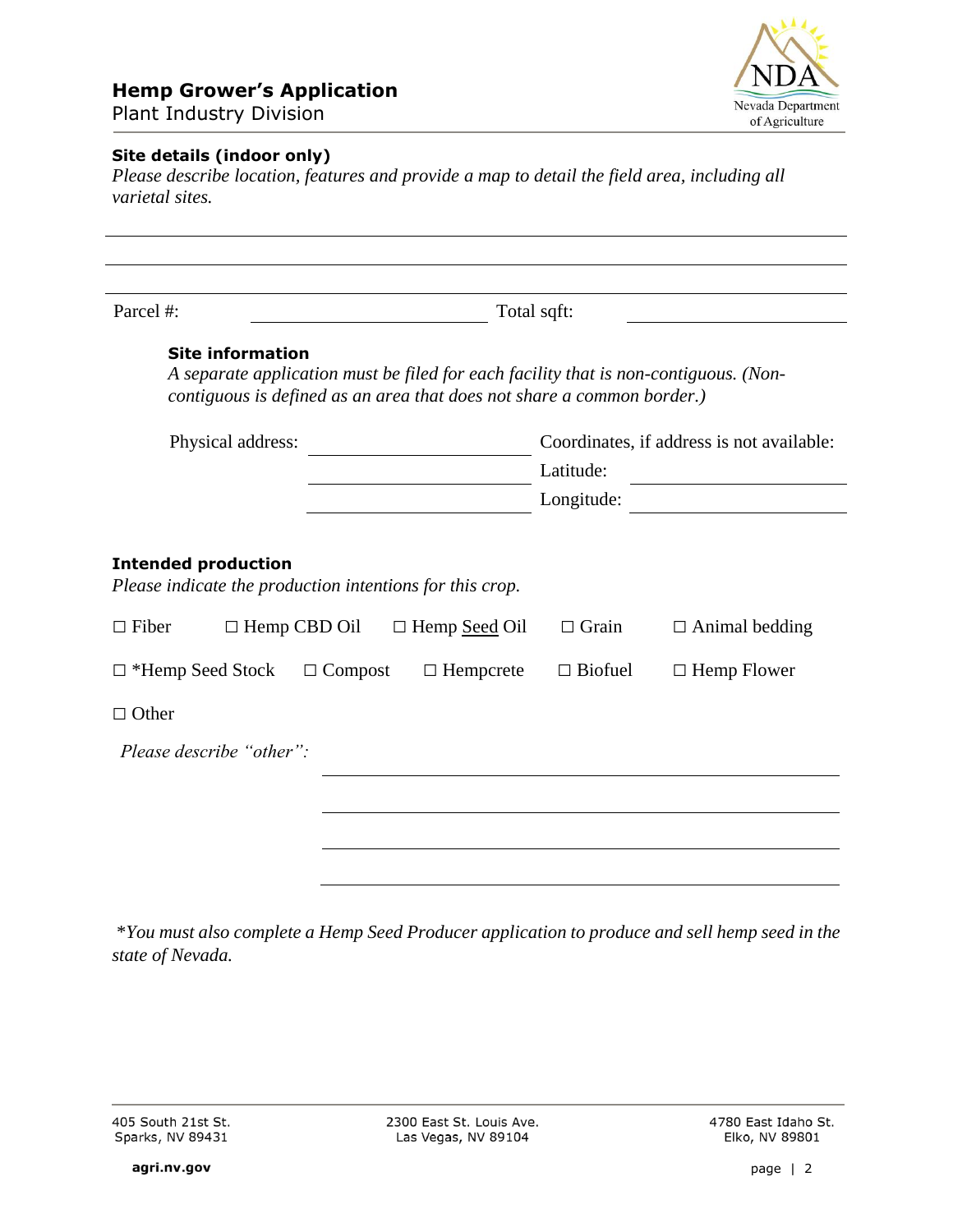## Site details (indoor only)

*Please describe location, features and provide a map to detail the field area, including all varietal sites.*

\_\_\_\_\_\_\_\_\_\_\_\_\_\_\_\_\_\_\_\_\_\_\_\_\_\_\_\_\_\_\_\_\_\_\_\_\_\_\_\_\_\_\_\_

\_\_\_\_\_\_\_\_\_\_\_\_\_\_\_\_\_\_\_\_\_\_\_\_\_\_\_\_\_\_\_\_\_\_\_\_\_\_\_\_\_\_\_\_

\_\_\_\_\_\_\_\_\_\_\_\_\_\_\_\_\_\_\_\_\_\_\_\_\_\_\_\_\_\_\_\_\_\_\_\_\_\_\_\_\_\_\_\_

Parcel #: \_\_\_\_\_\_\_\_\_\_\_\_\_\_\_\_\_\_\_\_ Total sqft: \_\_\_\_\_\_\_\_\_\_\_\_\_\_\_\_\_\_\_\_

### Site information

*A separate application must be filed for each facility that is non-contiguous. (Non-contiguous is defined as an area that does not share a common border.)*

Physical address: \_\_\_\_\_\_\_\_\_\_\_\_\_\_\_\_\_\_\_\_

\_\_\_\_\_\_\_\_\_\_\_\_\_\_\_\_\_\_\_\_

\_\_\_\_\_\_\_\_\_\_\_\_\_\_\_\_\_\_\_\_

Coordinates, if address is not available:

Latitude: \_\_\_\_\_\_\_\_\_\_\_\_\_\_\_\_\_\_\_\_

Longitude: \_\_\_\_\_\_\_\_\_\_\_\_\_\_\_\_\_\_\_\_

## Intended production

*Please indicate the production intentions for this crop.*

☐ Fiber ☐ Hemp CBD Oil ☐ Hemp Seed Oil ☐ Grain ☐ Animal bedding

☐ *Hemp Seed Stock ☐ Compost ☐ Hempcrete ☐ Biofuel ☐ Hemp Flower

☐ Other

*Please describe "other":* \_\_\_\_\_\_\_\_\_\_\_\_\_\_\_\_\_\_\_\_\_\_\_\_\_\_\_\_\_\_\_\_\_\_\_\_\_\_\_\_\_\_\_\_

\_\_\_\_\_\_\_\_\_\_\_\_\_\_\_\_\_\_\_\_\_\_\_\_\_\_\_\_\_\_\_\_\_\_\_\_\_\_\_\_\_\_\_\_

\_\_\_\_\_\_\_\_\_\_\_\_\_\_\_\_\_\_\_\_\_\_\_\_\_\_\_\_\_\_\_\_\_\_\_\_\_\_\_\_\_\_\_\_

\_\_\_\_\_\_\_\_\_\_\_\_\_\_\_\_\_\_\_\_\_\_\_\_\_\_\_\_\_\_\_\_\_\_\_\_\_\_\_\_\_\_\_\_

*\*You must also complete a Hemp Seed Producer application to produce and sell hemp seed in the state of Nevada.*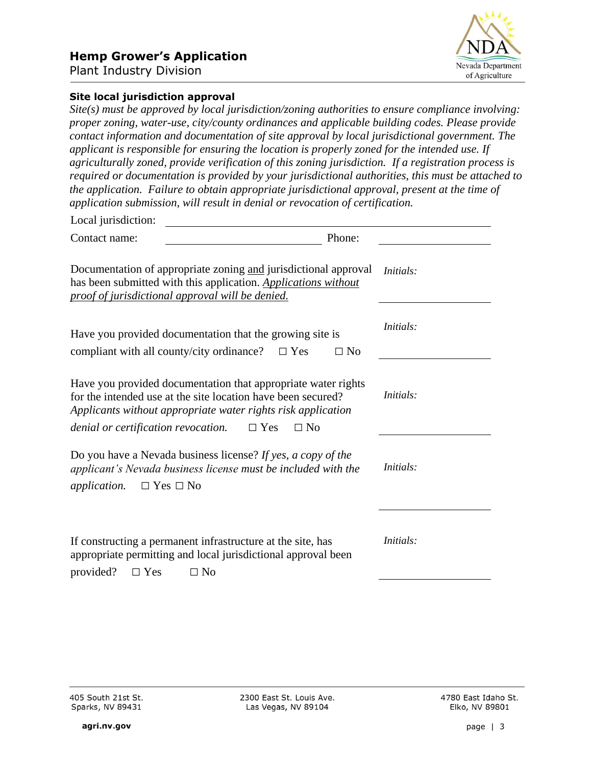## Hemp Grower's Application

Plant Industry Division

### Site local jurisdiction approval

*Site(s) must be approved by local jurisdiction/zoning authorities to ensure compliance involving: proper zoning, water-use, city/county ordinances and applicable building codes. Please provide contact information and documentation of site approval by local jurisdictional government. The applicant is responsible for ensuring the location is properly zoned for the intended use. If agriculturally zoned, provide verification of this zoning jurisdiction. If a registration process is required or documentation is provided by your jurisdictional authorities, this must be attached to the application. Failure to obtain appropriate jurisdictional approval, present at the time of application submission, will result in denial or revocation of certification.*

Local jurisdiction: ______________________________________________

Contact name: ______________________________ Phone: ____________________

Documentation of appropriate zoning <u>and</u> jurisdictional approval has been submitted with this application. <u>*Applications without proof of jurisdictional approval will be denied.*</u>

*Initials:* ____________________

Have you provided documentation that the growing site is compliant with all county/city ordinance? ☐ Yes ☐ No

*Initials:* ____________________

Have you provided documentation that appropriate water rights for the intended use at the site location have been secured? *Applicants without appropriate water rights risk application denial or certification revocation.* ☐ Yes ☐ No

*Initials:* ____________________

Do you have a Nevada business license? *If yes, a copy of the applicant's Nevada business license must be included with the application.* ☐ Yes ☐ No

*Initials:* ____________________

If constructing a permanent infrastructure at the site, has appropriate permitting and local jurisdictional approval been provided? ☐ Yes ☐ No

*Initials:* ____________________

405 South 21st St.
Sparks, NV 89431

2300 East St. Louis Ave.
Las Vegas, NV 89104

4780 East Idaho St.
Elko, NV 89801

agri.nv.gov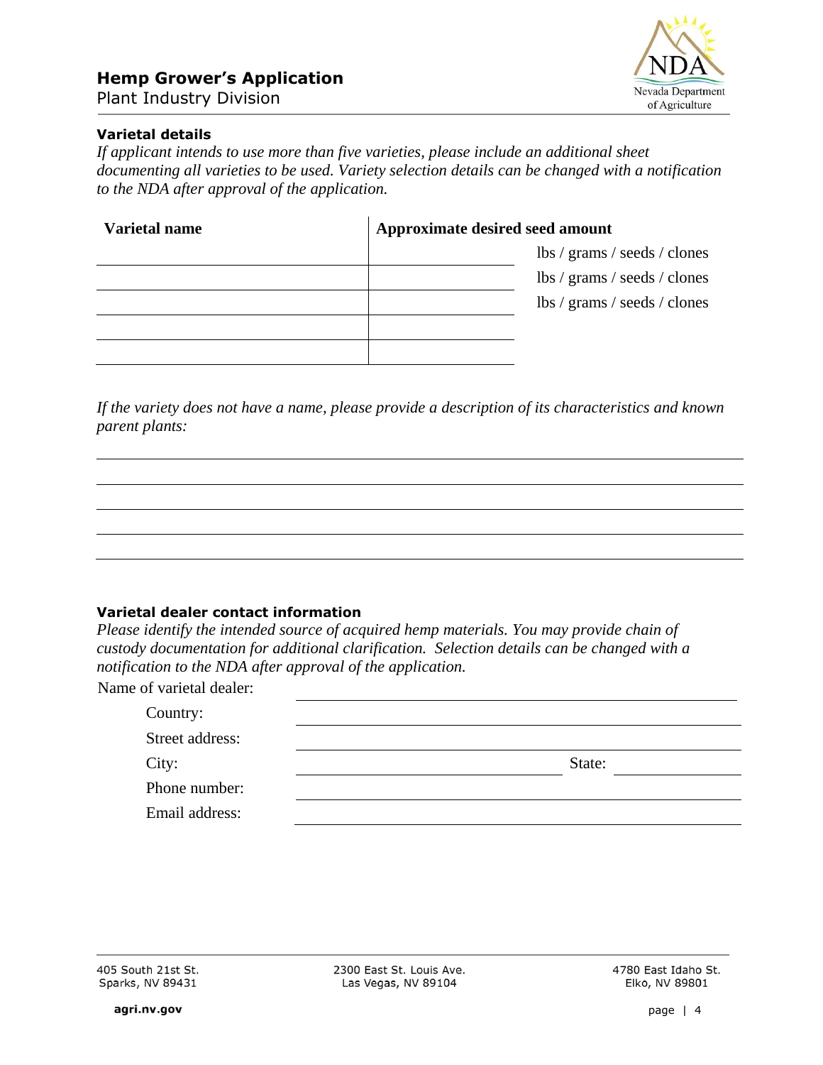# Hemp Grower's Application

Plant Industry Division

### Varietal details

*If applicant intends to use more than five varieties, please include an additional sheet documenting all varieties to be used. Variety selection details can be changed with a notification to the NDA after approval of the application.*

| Varietal name | Approximate desired seed amount | |
|---|---|---|
| | | lbs / grams / seeds / clones |
| | | lbs / grams / seeds / clones |
| | | lbs / grams / seeds / clones |
| | | |
| | | |

*If the variety does not have a name, please provide a description of its characteristics and known parent plants:*

\_\_\_\_\_\_\_\_\_\_\_\_\_\_\_\_\_\_\_\_\_\_\_\_\_\_\_\_\_\_\_\_\_\_\_\_\_\_\_\_

\_\_\_\_\_\_\_\_\_\_\_\_\_\_\_\_\_\_\_\_\_\_\_\_\_\_\_\_\_\_\_\_\_\_\_\_\_\_\_\_

\_\_\_\_\_\_\_\_\_\_\_\_\_\_\_\_\_\_\_\_\_\_\_\_\_\_\_\_\_\_\_\_\_\_\_\_\_\_\_\_

\_\_\_\_\_\_\_\_\_\_\_\_\_\_\_\_\_\_\_\_\_\_\_\_\_\_\_\_\_\_\_\_\_\_\_\_\_\_\_\_

\_\_\_\_\_\_\_\_\_\_\_\_\_\_\_\_\_\_\_\_\_\_\_\_\_\_\_\_\_\_\_\_\_\_\_\_\_\_\_\_

### Varietal dealer contact information

*Please identify the intended source of acquired hemp materials. You may provide chain of custody documentation for additional clarification. Selection details can be changed with a notification to the NDA after approval of the application.*

Name of varietal dealer: \_\_\_\_\_\_\_\_\_\_\_\_\_\_\_\_\_\_\_\_\_\_\_\_\_\_\_\_

Country: \_\_\_\_\_\_\_\_\_\_\_\_\_\_\_\_\_\_\_\_\_\_\_\_\_\_\_\_

Street address: \_\_\_\_\_\_\_\_\_\_\_\_\_\_\_\_\_\_\_\_\_\_\_\_\_\_\_\_

City: \_\_\_\_\_\_\_\_\_\_\_\_\_\_\_\_\_\_\_\_ State: \_\_\_\_\_\_\_\_\_\_

Phone number: \_\_\_\_\_\_\_\_\_\_\_\_\_\_\_\_\_\_\_\_\_\_\_\_\_\_\_\_

Email address: \_\_\_\_\_\_\_\_\_\_\_\_\_\_\_\_\_\_\_\_\_\_\_\_\_\_\_\_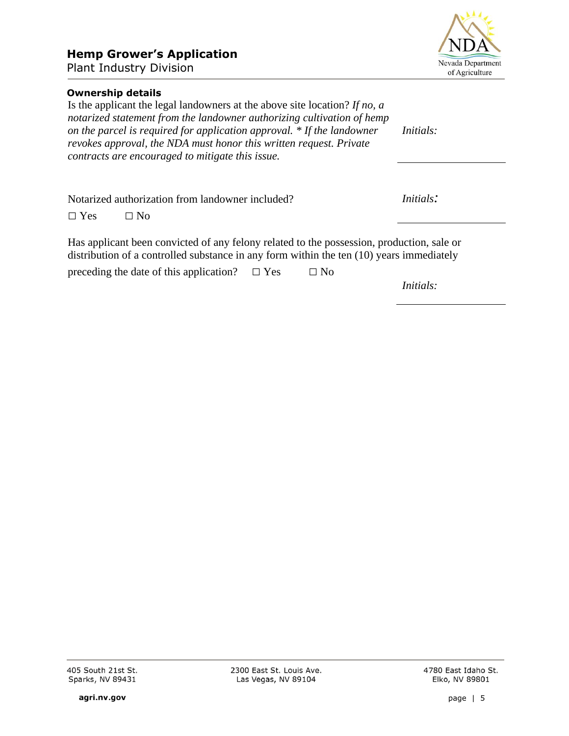## Hemp Grower's Application

Plant Industry Division

### Ownership details

Is the applicant the legal landowners at the above site location? *If no, a notarized statement from the landowner authorizing cultivation of hemp on the parcel is required for application approval. * If the landowner revokes approval, the NDA must honor this written request. Private contracts are encouraged to mitigate this issue.*

*Initials:* ____________

Notarized authorization from landowner included?

☐ Yes ☐ No

*Initials:* ____________

Has applicant been convicted of any felony related to the possession, production, sale or distribution of a controlled substance in any form within the ten (10) years immediately preceding the date of this application? ☐ Yes ☐ No

*Initials:* ____________

405 South 21st St.
Sparks, NV 89431

2300 East St. Louis Ave.
Las Vegas, NV 89104

4780 East Idaho St.
Elko, NV 89801

agri.nv.gov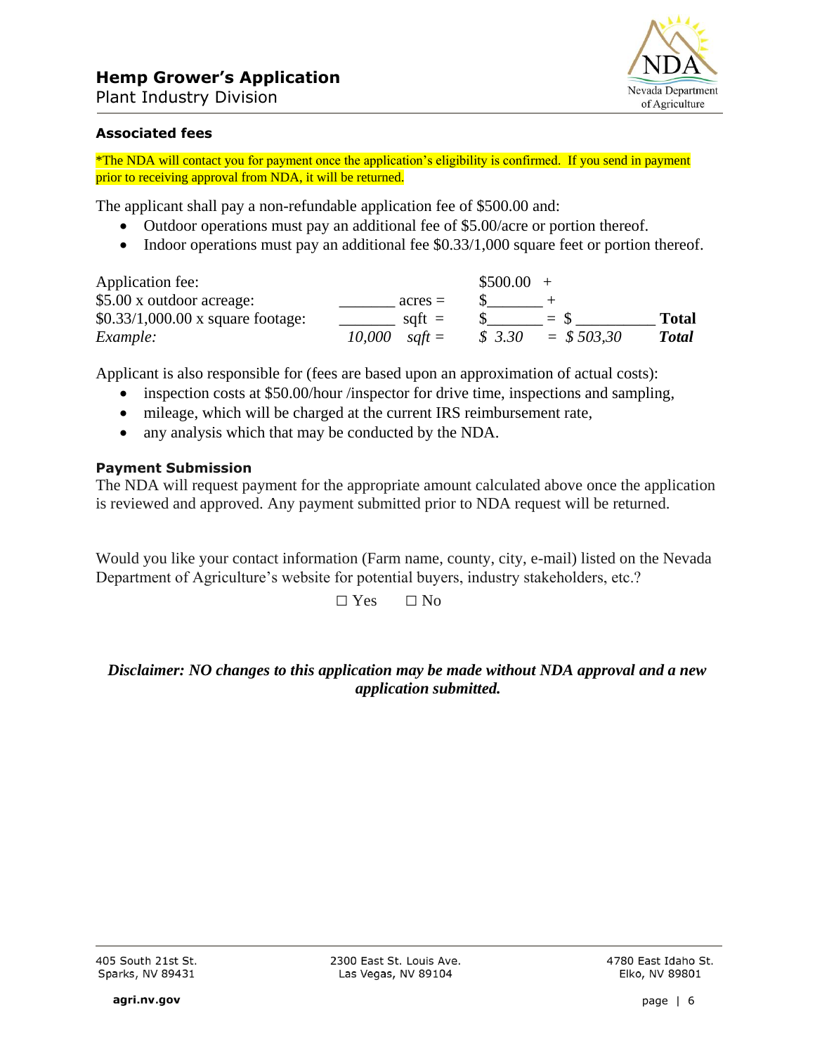## Hemp Grower's Application

Plant Industry Division

### Associated fees

*The NDA will contact you for payment once the application's eligibility is confirmed. If you send in payment prior to receiving approval from NDA, it will be returned.

The applicant shall pay a non-refundable application fee of $500.00 and:

- Outdoor operations must pay an additional fee of $5.00/acre or portion thereof.
- Indoor operations must pay an additional fee $0.33/1,000 square feet or portion thereof.

| | | | | |
|---|---|---|---|---|
| Application fee: | | $500.00 + | | |
| $5.00 x outdoor acreage: | _______ acres = | $_______ + | | |
| $0.33/1,000.00 x square footage: | _______ sqft = | $_______ | = $ _________ | **Total** |
| *Example:* | *10,000 sqft =* | *$ 3.30* | *= $ 503,30* | ***Total*** |

Applicant is also responsible for (fees are based upon an approximation of actual costs):

- inspection costs at $50.00/hour /inspector for drive time, inspections and sampling,
- mileage, which will be charged at the current IRS reimbursement rate,
- any analysis which that may be conducted by the NDA.

### Payment Submission

The NDA will request payment for the appropriate amount calculated above once the application is reviewed and approved. Any payment submitted prior to NDA request will be returned.

Would you like your contact information (Farm name, county, city, e-mail) listed on the Nevada Department of Agriculture's website for potential buyers, industry stakeholders, etc.?

☐ Yes ☐ No

***Disclaimer: NO changes to this application may be made without NDA approval and a new application submitted.***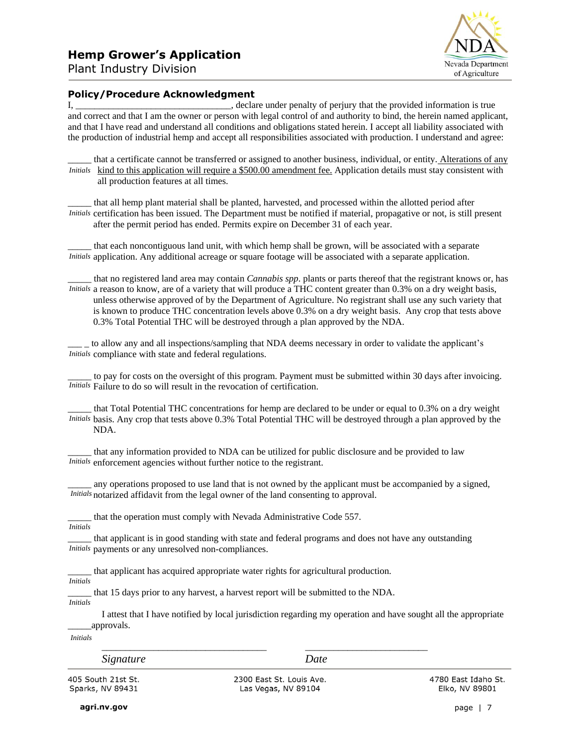## Hemp Grower's Application

Plant Industry Division

### Policy/Procedure Acknowledgment

I, _______________________________, declare under penalty of perjury that the provided information is true and correct and that I am the owner or person with legal control of and authority to bind, the herein named applicant, and that I have read and understand all conditions and obligations stated herein. I accept all liability associated with the production of industrial hemp and accept all responsibilities associated with production. I understand and agree:

_____ that a certificate cannot be transferred or assigned to another business, individual, or entity. Alterations of any kind to this application will require a $500.00 amendment fee. Application details must stay consistent with all production features at all times.
*Initials*

_____ that all hemp plant material shall be planted, harvested, and processed within the allotted period after certification has been issued. The Department must be notified if material, propagative or not, is still present after the permit period has ended. Permits expire on December 31 of each year.
*Initials*

_____ that each noncontiguous land unit, with which hemp shall be grown, will be associated with a separate application. Any additional acreage or square footage will be associated with a separate application.
*Initials*

_____ that no registered land area may contain *Cannabis spp*. plants or parts thereof that the registrant knows or, has a reason to know, are of a variety that will produce a THC content greater than 0.3% on a dry weight basis, unless otherwise approved of by the Department of Agriculture. No registrant shall use any such variety that is known to produce THC concentration levels above 0.3% on a dry weight basis. Any crop that tests above 0.3% Total Potential THC will be destroyed through a plan approved by the NDA.
*Initials*

___ _ to allow any and all inspections/sampling that NDA deems necessary in order to validate the applicant's compliance with state and federal regulations.
*Initials*

_____ to pay for costs on the oversight of this program. Payment must be submitted within 30 days after invoicing. Failure to do so will result in the revocation of certification.
*Initials*

_____ that Total Potential THC concentrations for hemp are declared to be under or equal to 0.3% on a dry weight basis. Any crop that tests above 0.3% Total Potential THC will be destroyed through a plan approved by the NDA.
*Initials*

_____ that any information provided to NDA can be utilized for public disclosure and be provided to law enforcement agencies without further notice to the registrant.
*Initials*

_____ any operations proposed to use land that is not owned by the applicant must be accompanied by a signed, notarized affidavit from the legal owner of the land consenting to approval.
*Initials*

_____ that the operation must comply with Nevada Administrative Code 557.
*Initials*

_____ that applicant is in good standing with state and federal programs and does not have any outstanding payments or any unresolved non-compliances.
*Initials*

_____ that applicant has acquired appropriate water rights for agricultural production.
*Initials*

_____ that 15 days prior to any harvest, a harvest report will be submitted to the NDA.
*Initials*

_____ I attest that I have notified by local jurisdiction regarding my operation and have sought all the appropriate approvals.
*Initials*

_______________________________ *Signature*

_______________________________ *Date*

405 South 21st St.
Sparks, NV 89431

2300 East St. Louis Ave.
Las Vegas, NV 89104

4780 East Idaho St.
Elko, NV 89801

agri.nv.gov